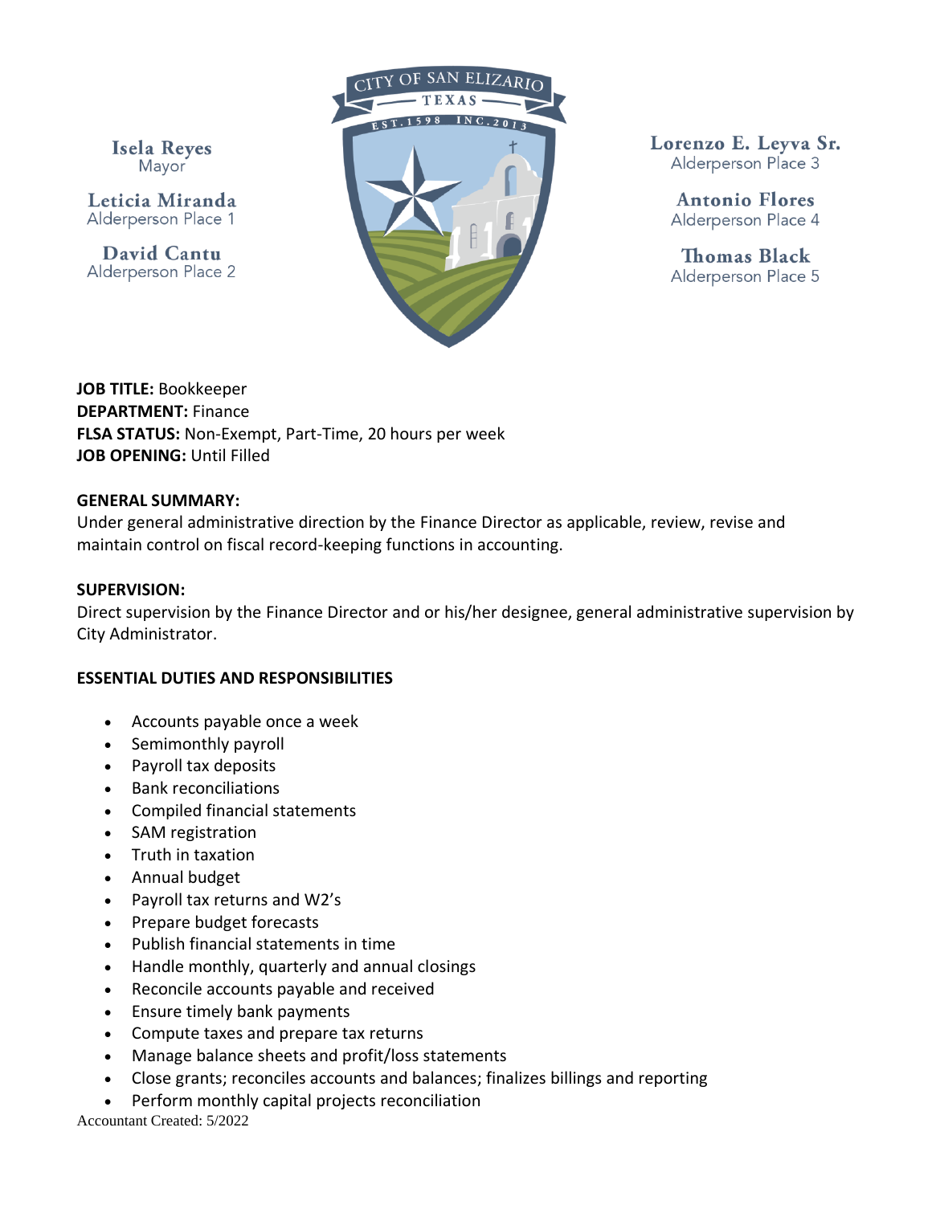Isela Reyes
Mayor

Leticia Miranda
Alderperson Place 1

David Cantu
Alderperson Place 2

CITY OF SAN ELIZARIO
TEXAS
EST. 1598 INC. 2013

Lorenzo E. Leyva Sr.
Alderperson Place 3

Antonio Flores
Alderperson Place 4

Thomas Black
Alderperson Place 5

**JOB TITLE:** Bookkeeper
**DEPARTMENT:** Finance
**FLSA STATUS:** Non-Exempt, Part-Time, 20 hours per week
**JOB OPENING:** Until Filled

**GENERAL SUMMARY:**
Under general administrative direction by the Finance Director as applicable, review, revise and maintain control on fiscal record-keeping functions in accounting.

**SUPERVISION:**
Direct supervision by the Finance Director and or his/her designee, general administrative supervision by City Administrator.

**ESSENTIAL DUTIES AND RESPONSIBILITIES**

- Accounts payable once a week
- Semimonthly payroll
- Payroll tax deposits
- Bank reconciliations
- Compiled financial statements
- SAM registration
- Truth in taxation
- Annual budget
- Payroll tax returns and W2's
- Prepare budget forecasts
- Publish financial statements in time
- Handle monthly, quarterly and annual closings
- Reconcile accounts payable and received
- Ensure timely bank payments
- Compute taxes and prepare tax returns
- Manage balance sheets and profit/loss statements
- Close grants; reconciles accounts and balances; finalizes billings and reporting
- Perform monthly capital projects reconciliation

Accountant Created: 5/2022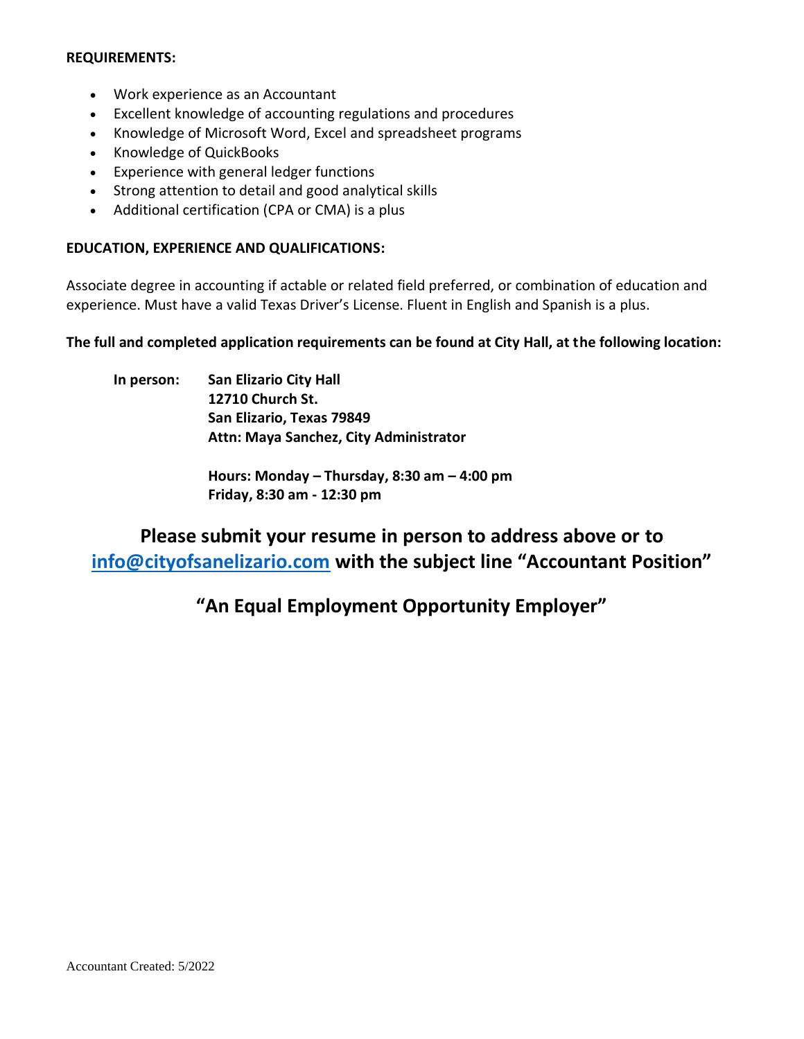**REQUIREMENTS:**

- Work experience as an Accountant
- Excellent knowledge of accounting regulations and procedures
- Knowledge of Microsoft Word, Excel and spreadsheet programs
- Knowledge of QuickBooks
- Experience with general ledger functions
- Strong attention to detail and good analytical skills
- Additional certification (CPA or CMA) is a plus

**EDUCATION, EXPERIENCE AND QUALIFICATIONS:**

Associate degree in accounting if actable or related field preferred, or combination of education and experience. Must have a valid Texas Driver's License. Fluent in English and Spanish is a plus.

**The full and completed application requirements can be found at City Hall, at the following location:**

**In person:** **San Elizario City Hall**
**12710 Church St.**
**San Elizario, Texas 79849**
**Attn: Maya Sanchez, City Administrator**

**Hours: Monday – Thursday, 8:30 am – 4:00 pm**
**Friday, 8:30 am - 12:30 pm**

## Please submit your resume in person to address above or to info@cityofsanelizario.com with the subject line "Accountant Position"

## "An Equal Employment Opportunity Employer"

Accountant Created: 5/2022